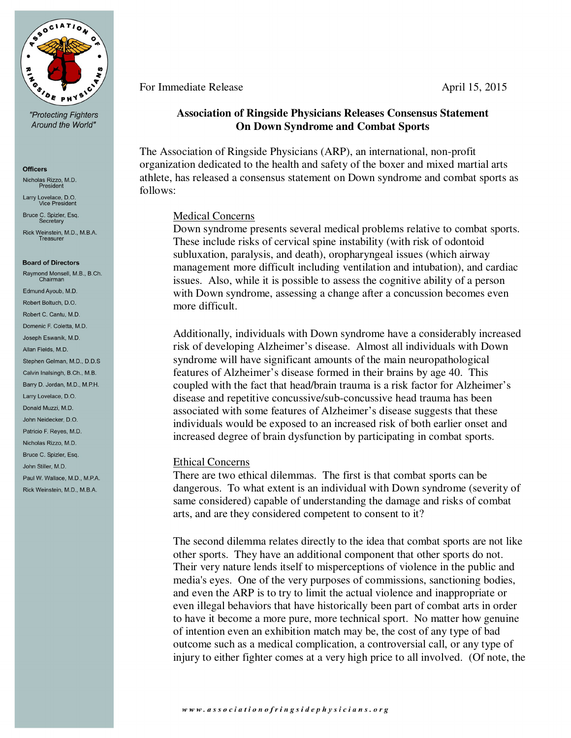"Protecting Fighters Around the World"

**Officers**

Nicholas Rizzo, M.D.
President

Larry Lovelace, D.O.
Vice President

Bruce C. Spizler, Esq.
Secretary

Rick Weinstein, M.D., M.B.A.
Treasurer

**Board of Directors**

Raymond Monsell, M.B., B.Ch.
Chairman

Edmund Ayoub, M.D.

Robert Boltuch, D.O.

Robert C. Cantu, M.D.

Domenic F. Coletta, M.D.

Joseph Eswanik, M.D.

Allan Fields, M.D.

Stephen Gelman, M.D., D.D.S

Calvin Inalsingh, B.Ch., M.B.

Barry D. Jordan, M.D., M.P.H.

Larry Lovelace, D.O.

Donald Muzzi, M.D.

John Neidecker, D.O.

Patricio F. Reyes, M.D.

Nicholas Rizzo, M.D.

Bruce C. Spizler, Esq.

John Stiller, M.D.

Paul W. Wallace, M.D., M.P.A.

Rick Weinstein, M.D., M.B.A.

For Immediate Release April 15, 2015

**Association of Ringside Physicians Releases Consensus Statement On Down Syndrome and Combat Sports**

The Association of Ringside Physicians (ARP), an international, non-profit organization dedicated to the health and safety of the boxer and mixed martial arts athlete, has released a consensus statement on Down syndrome and combat sports as follows:

Medical Concerns

Down syndrome presents several medical problems relative to combat sports. These include risks of cervical spine instability (with risk of odontoid subluxation, paralysis, and death), oropharyngeal issues (which airway management more difficult including ventilation and intubation), and cardiac issues. Also, while it is possible to assess the cognitive ability of a person with Down syndrome, assessing a change after a concussion becomes even more difficult.

Additionally, individuals with Down syndrome have a considerably increased risk of developing Alzheimer's disease. Almost all individuals with Down syndrome will have significant amounts of the main neuropathological features of Alzheimer's disease formed in their brains by age 40. This coupled with the fact that head/brain trauma is a risk factor for Alzheimer's disease and repetitive concussive/sub-concussive head trauma has been associated with some features of Alzheimer's disease suggests that these individuals would be exposed to an increased risk of both earlier onset and increased degree of brain dysfunction by participating in combat sports.

Ethical Concerns

There are two ethical dilemmas. The first is that combat sports can be dangerous. To what extent is an individual with Down syndrome (severity of same considered) capable of understanding the damage and risks of combat arts, and are they considered competent to consent to it?

The second dilemma relates directly to the idea that combat sports are not like other sports. They have an additional component that other sports do not. Their very nature lends itself to misperceptions of violence in the public and media's eyes. One of the very purposes of commissions, sanctioning bodies, and even the ARP is to try to limit the actual violence and inappropriate or even illegal behaviors that have historically been part of combat arts in order to have it become a more pure, more technical sport. No matter how genuine of intention even an exhibition match may be, the cost of any type of bad outcome such as a medical complication, a controversial call, or any type of injury to either fighter comes at a very high price to all involved. (Of note, the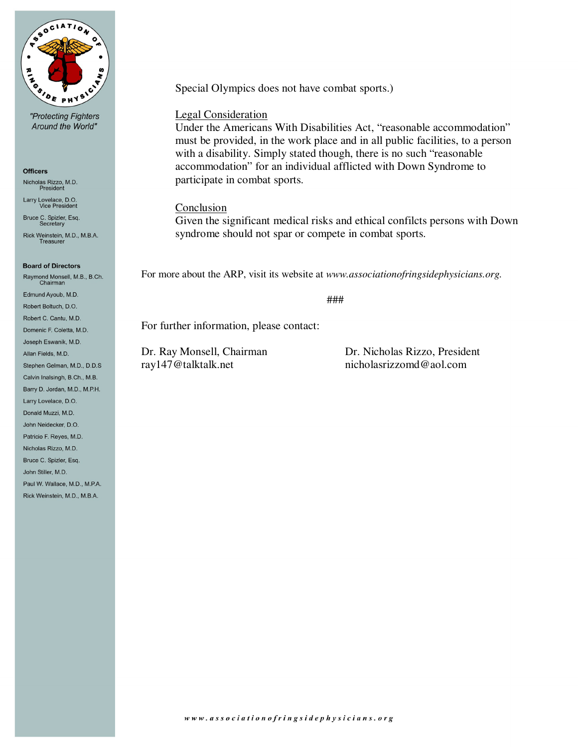Special Olympics does not have combat sports.)

<u>Legal Consideration</u>

Under the Americans With Disabilities Act, "reasonable accommodation" must be provided, in the work place and in all public facilities, to a person with a disability. Simply stated though, there is no such "reasonable accommodation" for an individual afflicted with Down Syndrome to participate in combat sports.

<u>Conclusion</u>

Given the significant medical risks and ethical confilcts persons with Down syndrome should not spar or compete in combat sports.

For more about the ARP, visit its website at *www.associationofringsidephysicians.org.*

###

For further information, please contact:

Dr. Ray Monsell, Chairman
ray147@talktalk.net

Dr. Nicholas Rizzo, President
nicholasrizzomd@aol.com

"Protecting Fighters Around the World"

**Officers**

Nicholas Rizzo, M.D. – President
Larry Lovelace, D.O. – Vice President
Bruce C. Spizler, Esq. – Secretary
Rick Weinstein, M.D., M.B.A. – Treasurer

**Board of Directors**

Raymond Monsell, M.B., B.Ch. – Chairman
Edmund Ayoub, M.D.
Robert Boltuch, D.O.
Robert C. Cantu, M.D.
Domenic F. Coletta, M.D.
Joseph Eswanik, M.D.
Allan Fields, M.D.
Stephen Gelman, M.D., D.D.S
Calvin Inalsingh, B.Ch., M.B.
Barry D. Jordan, M.D., M.P.H.
Larry Lovelace, D.O.
Donald Muzzi, M.D.
John Neidecker, D.O.
Patricio F. Reyes, M.D.
Nicholas Rizzo, M.D.
Bruce C. Spizler, Esq.
John Stiller, M.D.
Paul W. Wallace, M.D., M.P.A.
Rick Weinstein, M.D., M.B.A.